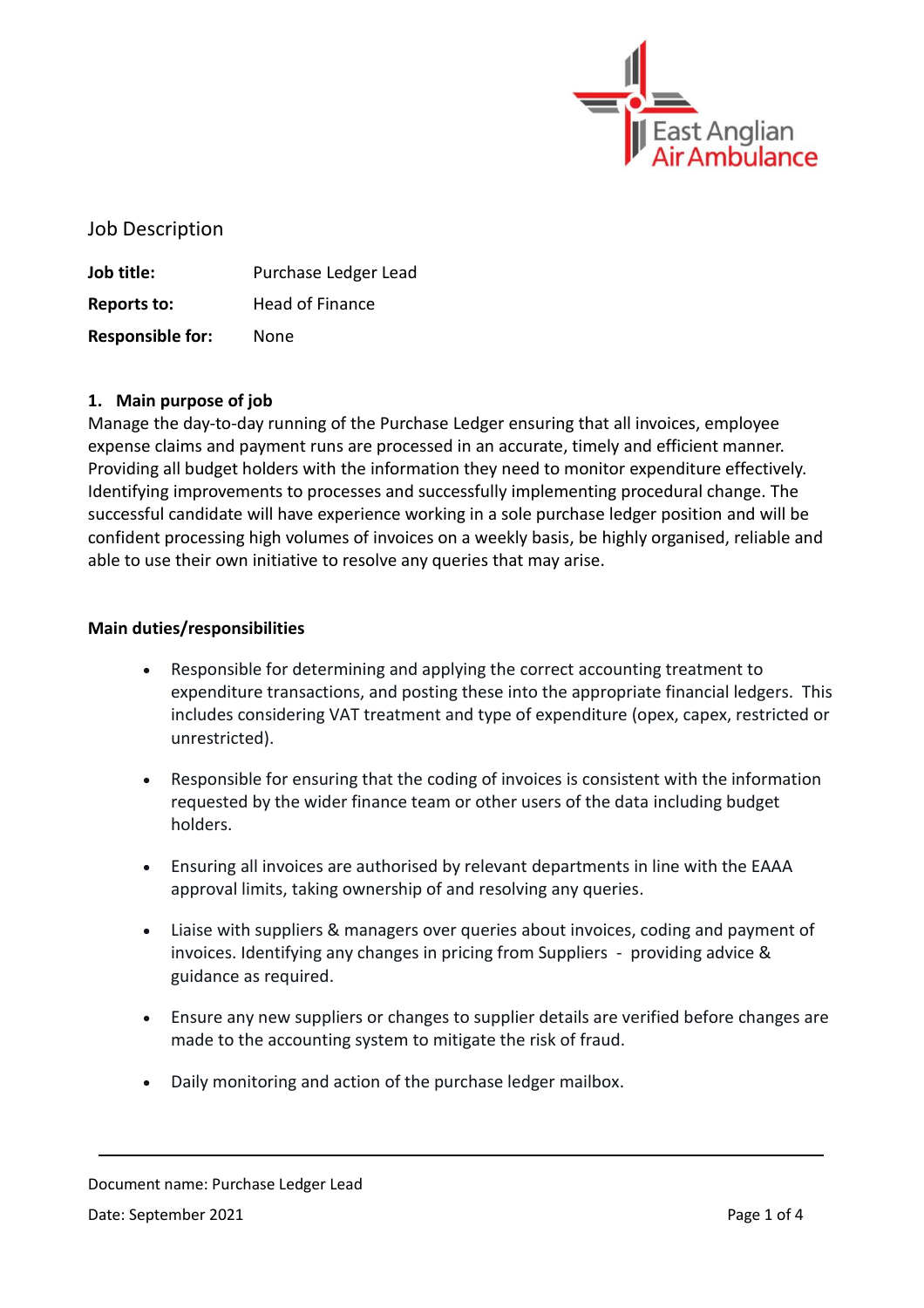# Job Description

**Job title:** Purchase Ledger Lead

**Reports to:** Head of Finance

**Responsible for:** None

## 1. Main purpose of job

Manage the day-to-day running of the Purchase Ledger ensuring that all invoices, employee expense claims and payment runs are processed in an accurate, timely and efficient manner. Providing all budget holders with the information they need to monitor expenditure effectively. Identifying improvements to processes and successfully implementing procedural change. The successful candidate will have experience working in a sole purchase ledger position and will be confident processing high volumes of invoices on a weekly basis, be highly organised, reliable and able to use their own initiative to resolve any queries that may arise.

## Main duties/responsibilities

- Responsible for determining and applying the correct accounting treatment to expenditure transactions, and posting these into the appropriate financial ledgers. This includes considering VAT treatment and type of expenditure (opex, capex, restricted or unrestricted).
- Responsible for ensuring that the coding of invoices is consistent with the information requested by the wider finance team or other users of the data including budget holders.
- Ensuring all invoices are authorised by relevant departments in line with the EAAA approval limits, taking ownership of and resolving any queries.
- Liaise with suppliers & managers over queries about invoices, coding and payment of invoices. Identifying any changes in pricing from Suppliers - providing advice & guidance as required.
- Ensure any new suppliers or changes to supplier details are verified before changes are made to the accounting system to mitigate the risk of fraud.
- Daily monitoring and action of the purchase ledger mailbox.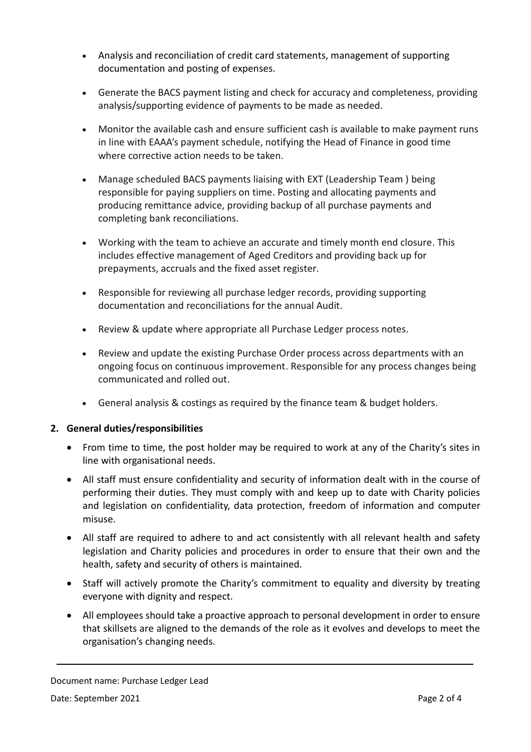- Analysis and reconciliation of credit card statements, management of supporting documentation and posting of expenses.
- Generate the BACS payment listing and check for accuracy and completeness, providing analysis/supporting evidence of payments to be made as needed.
- Monitor the available cash and ensure sufficient cash is available to make payment runs in line with EAAA's payment schedule, notifying the Head of Finance in good time where corrective action needs to be taken.
- Manage scheduled BACS payments liaising with EXT (Leadership Team ) being responsible for paying suppliers on time. Posting and allocating payments and producing remittance advice, providing backup of all purchase payments and completing bank reconciliations.
- Working with the team to achieve an accurate and timely month end closure. This includes effective management of Aged Creditors and providing back up for prepayments, accruals and the fixed asset register.
- Responsible for reviewing all purchase ledger records, providing supporting documentation and reconciliations for the annual Audit.
- Review & update where appropriate all Purchase Ledger process notes.
- Review and update the existing Purchase Order process across departments with an ongoing focus on continuous improvement. Responsible for any process changes being communicated and rolled out.
- General analysis & costings as required by the finance team & budget holders.

## 2. General duties/responsibilities

- From time to time, the post holder may be required to work at any of the Charity's sites in line with organisational needs.
- All staff must ensure confidentiality and security of information dealt with in the course of performing their duties. They must comply with and keep up to date with Charity policies and legislation on confidentiality, data protection, freedom of information and computer misuse.
- All staff are required to adhere to and act consistently with all relevant health and safety legislation and Charity policies and procedures in order to ensure that their own and the health, safety and security of others is maintained.
- Staff will actively promote the Charity's commitment to equality and diversity by treating everyone with dignity and respect.
- All employees should take a proactive approach to personal development in order to ensure that skillsets are aligned to the demands of the role as it evolves and develops to meet the organisation's changing needs.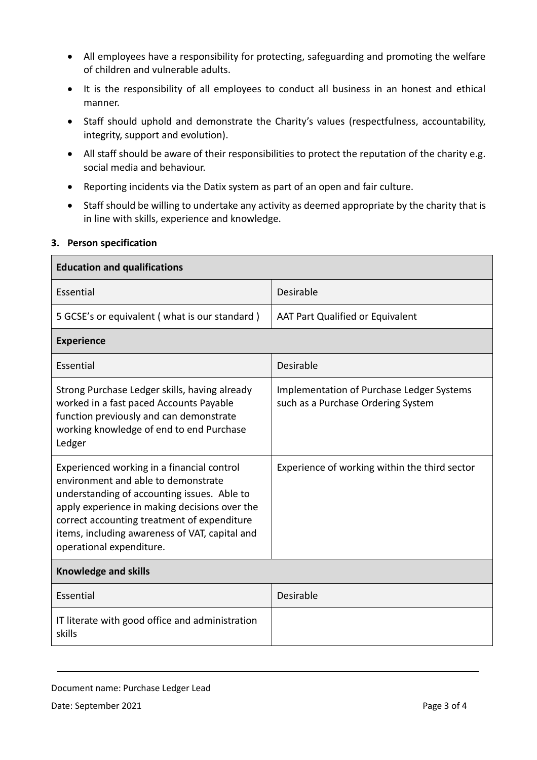- All employees have a responsibility for protecting, safeguarding and promoting the welfare of children and vulnerable adults.
- It is the responsibility of all employees to conduct all business in an honest and ethical manner.
- Staff should uphold and demonstrate the Charity's values (respectfulness, accountability, integrity, support and evolution).
- All staff should be aware of their responsibilities to protect the reputation of the charity e.g. social media and behaviour.
- Reporting incidents via the Datix system as part of an open and fair culture.
- Staff should be willing to undertake any activity as deemed appropriate by the charity that is in line with skills, experience and knowledge.

### 3. Person specification

| **Education and qualifications** | |
|---|---|
| Essential | Desirable |
| 5 GCSE's or equivalent ( what is our standard ) | AAT Part Qualified or Equivalent |
| **Experience** | |
| Essential | Desirable |
| Strong Purchase Ledger skills, having already worked in a fast paced Accounts Payable function previously and can demonstrate working knowledge of end to end Purchase Ledger | Implementation of Purchase Ledger Systems such as a Purchase Ordering System |
| Experienced working in a financial control environment and able to demonstrate understanding of accounting issues. Able to apply experience in making decisions over the correct accounting treatment of expenditure items, including awareness of VAT, capital and operational expenditure. | Experience of working within the third sector |
| **Knowledge and skills** | |
| Essential | Desirable |
| IT literate with good office and administration skills | |

Document name: Purchase Ledger Lead

Date: September 2021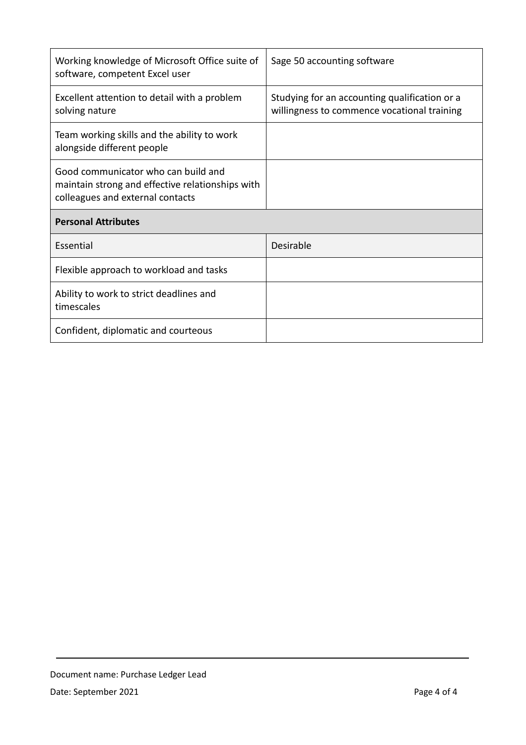| | |
|---|---|
| Working knowledge of Microsoft Office suite of software, competent Excel user | Sage 50 accounting software |
| Excellent attention to detail with a problem solving nature | Studying for an accounting qualification or a willingness to commence vocational training |
| Team working skills and the ability to work alongside different people | |
| Good communicator who can build and maintain strong and effective relationships with colleagues and external contacts | |
| **Personal Attributes** | |
| Essential | Desirable |
| Flexible approach to workload and tasks | |
| Ability to work to strict deadlines and timescales | |
| Confident, diplomatic and courteous | |

Document name: Purchase Ledger Lead

Date: September 2021